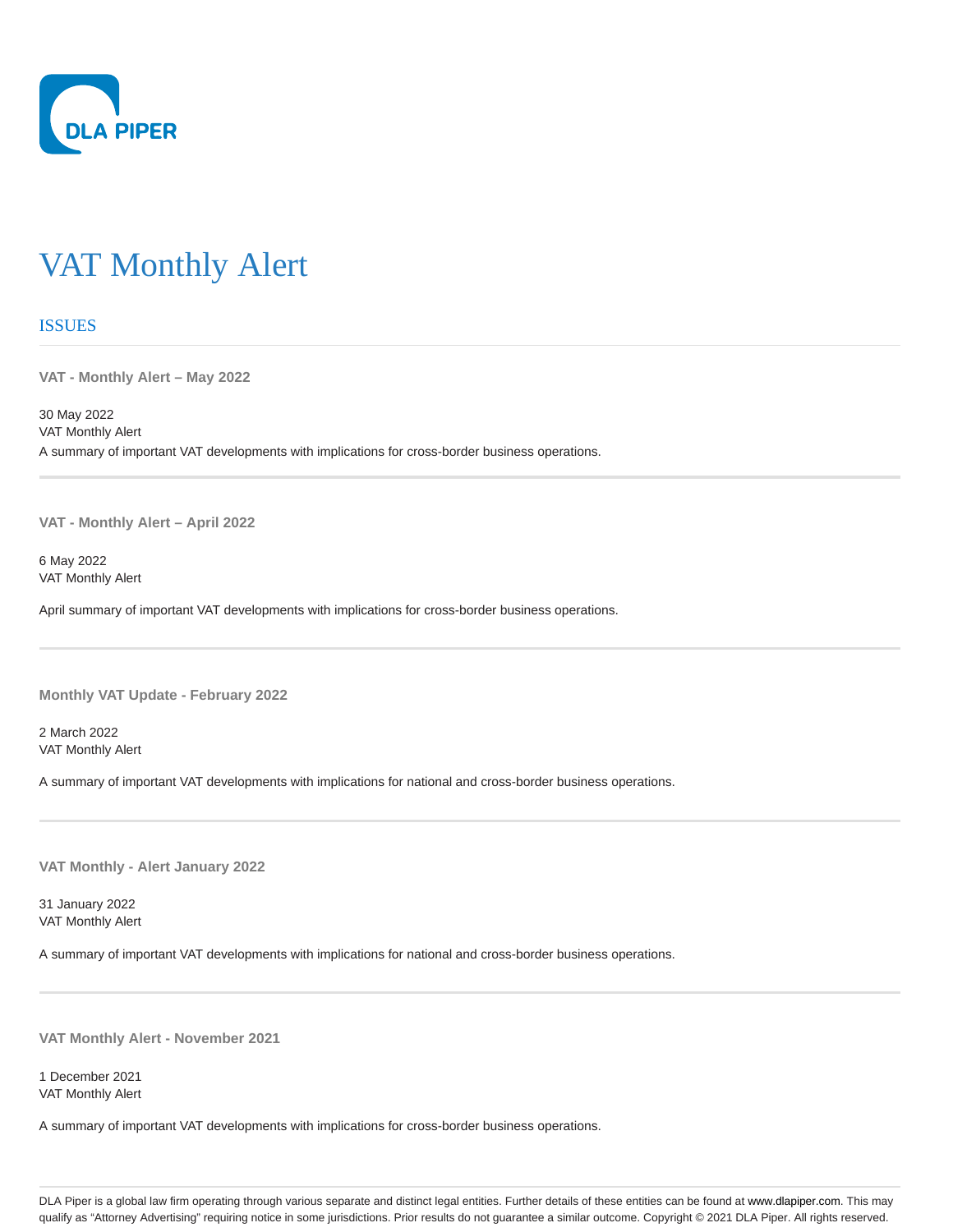# VAT Monthly Alert

## ISSUES

### VAT - Monthly Alert – May 2022

30 May 2022
VAT Monthly Alert
A summary of important VAT developments with implications for cross-border business operations.

### VAT - Monthly Alert – April 2022

6 May 2022
VAT Monthly Alert

April summary of important VAT developments with implications for cross-border business operations.

### Monthly VAT Update - February 2022

2 March 2022
VAT Monthly Alert

A summary of important VAT developments with implications for national and cross-border business operations.

### VAT Monthly - Alert January 2022

31 January 2022
VAT Monthly Alert

A summary of important VAT developments with implications for national and cross-border business operations.

### VAT Monthly Alert - November 2021

1 December 2021
VAT Monthly Alert

A summary of important VAT developments with implications for cross-border business operations.

DLA Piper is a global law firm operating through various separate and distinct legal entities. Further details of these entities can be found at www.dlapiper.com. This may qualify as "Attorney Advertising" requiring notice in some jurisdictions. Prior results do not guarantee a similar outcome. Copyright © 2021 DLA Piper. All rights reserved.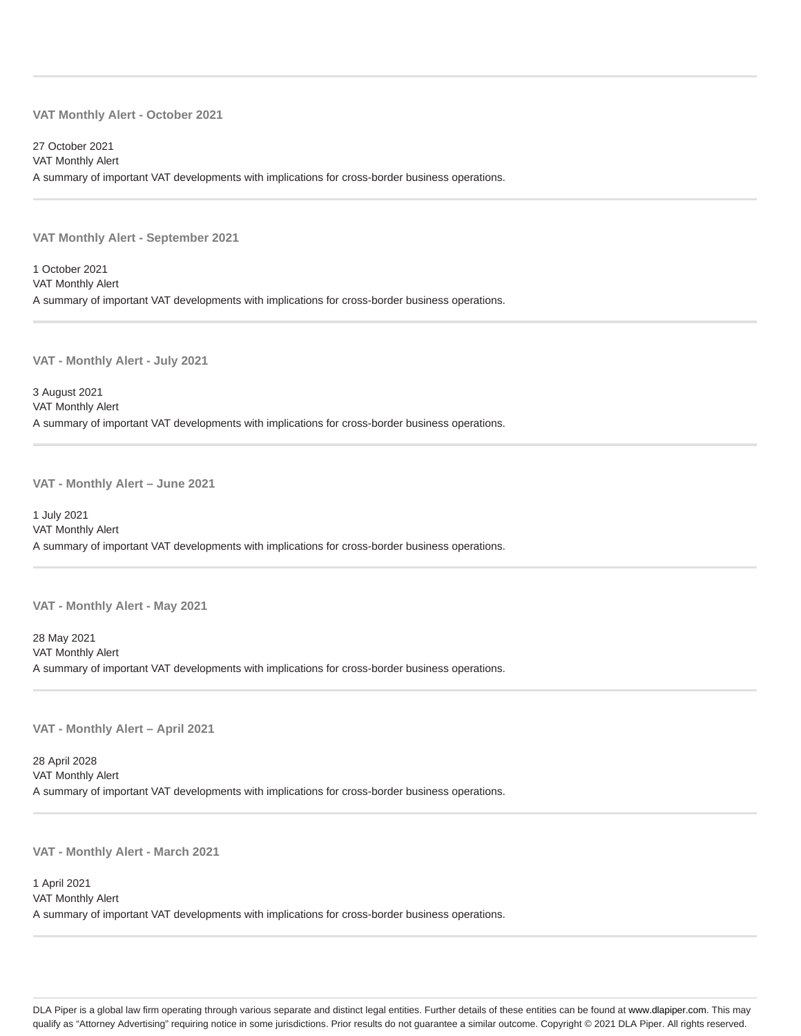### VAT Monthly Alert - October 2021

27 October 2021
VAT Monthly Alert
A summary of important VAT developments with implications for cross-border business operations.

### VAT Monthly Alert - September 2021

1 October 2021
VAT Monthly Alert
A summary of important VAT developments with implications for cross-border business operations.

### VAT - Monthly Alert - July 2021

3 August 2021
VAT Monthly Alert
A summary of important VAT developments with implications for cross-border business operations.

### VAT - Monthly Alert – June 2021

1 July 2021
VAT Monthly Alert
A summary of important VAT developments with implications for cross-border business operations.

### VAT - Monthly Alert - May 2021

28 May 2021
VAT Monthly Alert
A summary of important VAT developments with implications for cross-border business operations.

### VAT - Monthly Alert – April 2021

28 April 2028
VAT Monthly Alert
A summary of important VAT developments with implications for cross-border business operations.

### VAT - Monthly Alert - March 2021

1 April 2021
VAT Monthly Alert
A summary of important VAT developments with implications for cross-border business operations.

DLA Piper is a global law firm operating through various separate and distinct legal entities. Further details of these entities can be found at www.dlapiper.com. This may qualify as "Attorney Advertising" requiring notice in some jurisdictions. Prior results do not guarantee a similar outcome. Copyright © 2021 DLA Piper. All rights reserved.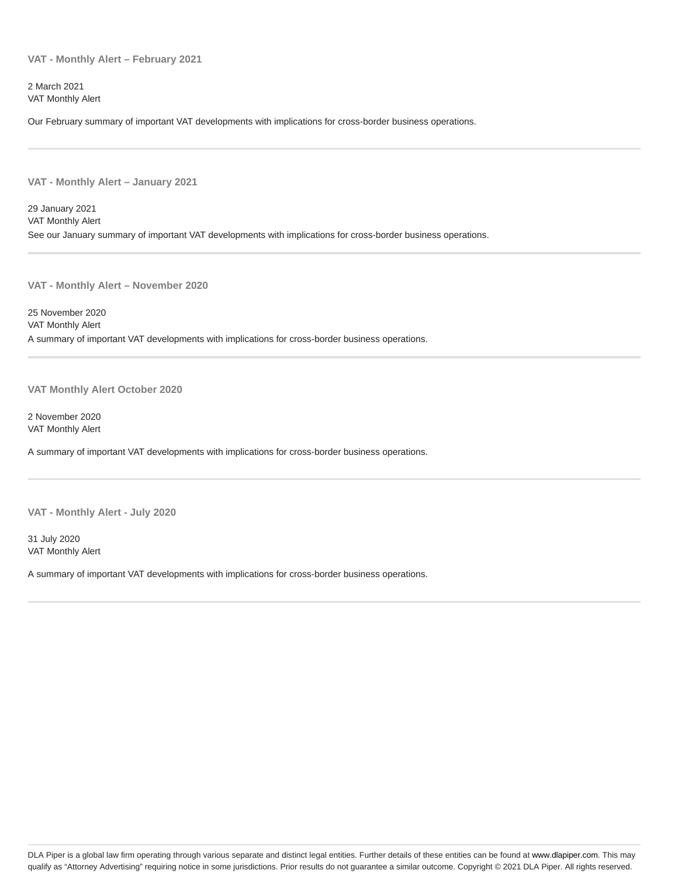### VAT - Monthly Alert – February 2021

2 March 2021
VAT Monthly Alert

Our February summary of important VAT developments with implications for cross-border business operations.

---

### VAT - Monthly Alert – January 2021

29 January 2021
VAT Monthly Alert
See our January summary of important VAT developments with implications for cross-border business operations.

---

### VAT - Monthly Alert – November 2020

25 November 2020
VAT Monthly Alert
A summary of important VAT developments with implications for cross-border business operations.

---

### VAT Monthly Alert October 2020

2 November 2020
VAT Monthly Alert

A summary of important VAT developments with implications for cross-border business operations.

---

### VAT - Monthly Alert - July 2020

31 July 2020
VAT Monthly Alert

A summary of important VAT developments with implications for cross-border business operations.

---

DLA Piper is a global law firm operating through various separate and distinct legal entities. Further details of these entities can be found at www.dlapiper.com. This may qualify as "Attorney Advertising" requiring notice in some jurisdictions. Prior results do not guarantee a similar outcome. Copyright © 2021 DLA Piper. All rights reserved.